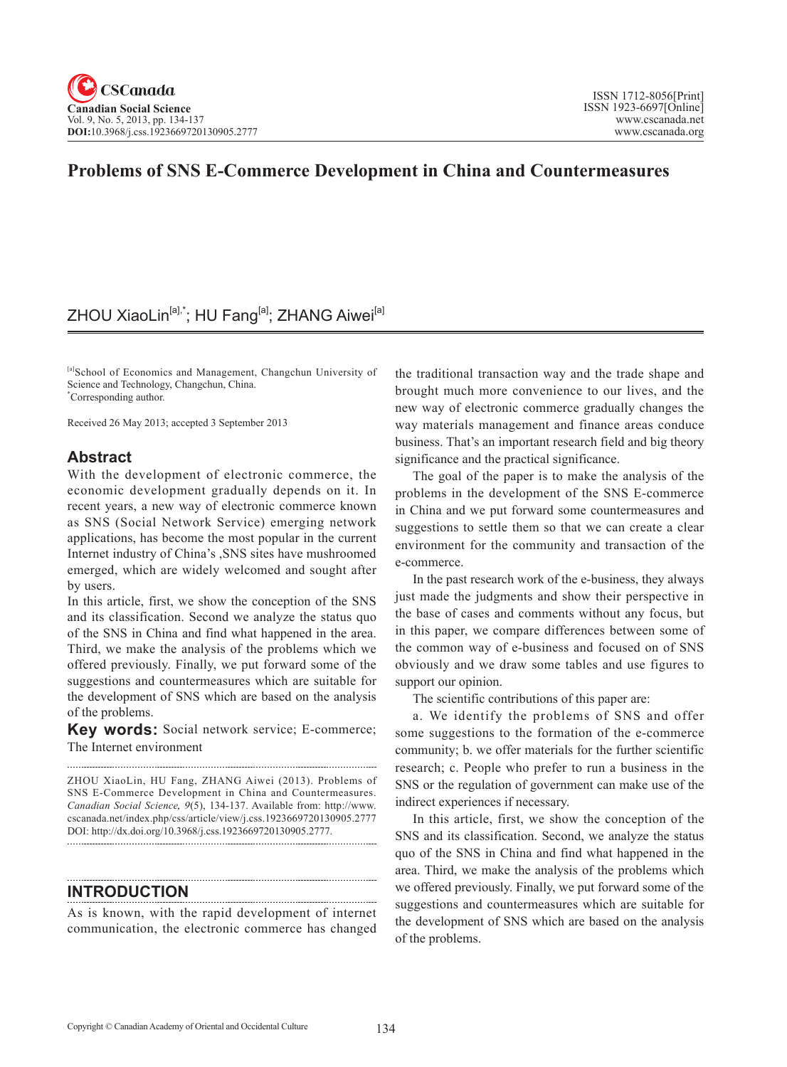# Problems of SNS E-Commerce Development in China and Countermeasures

ZHOU XiaoLin[a],*; HU Fang[a]; ZHANG Aiwei[a]

[a]School of Economics and Management, Changchun University of Science and Technology, Changchun, China.
*Corresponding author.

Received 26 May 2013; accepted 3 September 2013

## Abstract

With the development of electronic commerce, the economic development gradually depends on it. In recent years, a new way of electronic commerce known as SNS (Social Network Service) emerging network applications, has become the most popular in the current Internet industry of China's ,SNS sites have mushroomed emerged, which are widely welcomed and sought after by users.

In this article, first, we show the conception of the SNS and its classification. Second we analyze the status quo of the SNS in China and find what happened in the area. Third, we make the analysis of the problems which we offered previously. Finally, we put forward some of the suggestions and countermeasures which are suitable for the development of SNS which are based on the analysis of the problems.

**Key words:** Social network service; E-commerce; The Internet environment

ZHOU XiaoLin, HU Fang, ZHANG Aiwei (2013). Problems of SNS E-Commerce Development in China and Countermeasures. *Canadian Social Science, 9*(5), 134-137. Available from: http://www.cscanada.net/index.php/css/article/view/j.css.1923669720130905.2777 DOI: http://dx.doi.org/10.3968/j.css.1923669720130905.2777.

## INTRODUCTION

As is known, with the rapid development of internet communication, the electronic commerce has changed the traditional transaction way and the trade shape and brought much more convenience to our lives, and the new way of electronic commerce gradually changes the way materials management and finance areas conduce business. That's an important research field and big theory significance and the practical significance.

The goal of the paper is to make the analysis of the problems in the development of the SNS E-commerce in China and we put forward some countermeasures and suggestions to settle them so that we can create a clear environment for the community and transaction of the e-commerce.

In the past research work of the e-business, they always just made the judgments and show their perspective in the base of cases and comments without any focus, but in this paper, we compare differences between some of the common way of e-business and focused on of SNS obviously and we draw some tables and use figures to support our opinion.

The scientific contributions of this paper are:

a. We identify the problems of SNS and offer some suggestions to the formation of the e-commerce community; b. we offer materials for the further scientific research; c. People who prefer to run a business in the SNS or the regulation of government can make use of the indirect experiences if necessary.

In this article, first, we show the conception of the SNS and its classification. Second, we analyze the status quo of the SNS in China and find what happened in the area. Third, we make the analysis of the problems which we offered previously. Finally, we put forward some of the suggestions and countermeasures which are suitable for the development of SNS which are based on the analysis of the problems.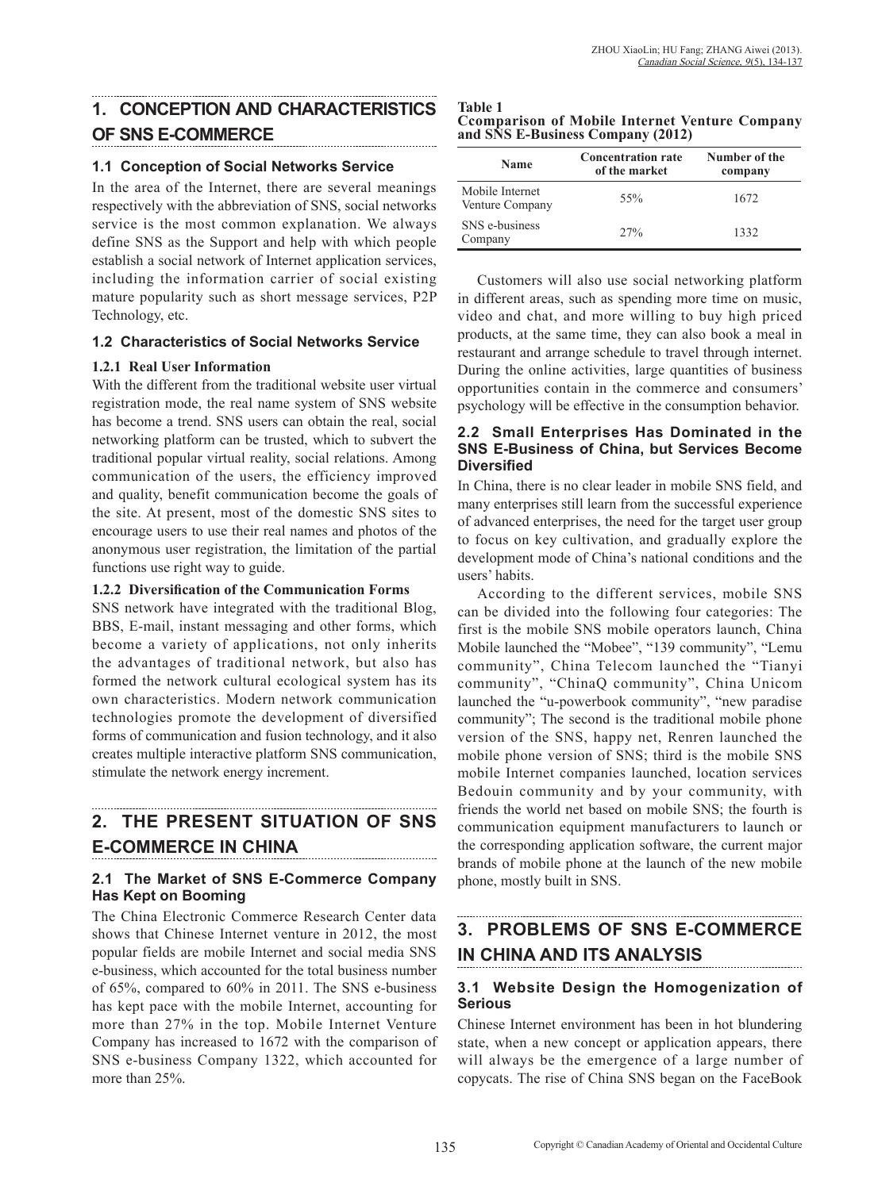## 1. CONCEPTION AND CHARACTERISTICS OF SNS E-COMMERCE

### 1.1 Conception of Social Networks Service

In the area of the Internet, there are several meanings respectively with the abbreviation of SNS, social networks service is the most common explanation. We always define SNS as the Support and help with which people establish a social network of Internet application services, including the information carrier of social existing mature popularity such as short message services, P2P Technology, etc.

### 1.2 Characteristics of Social Networks Service

#### 1.2.1 Real User Information

With the different from the traditional website user virtual registration mode, the real name system of SNS website has become a trend. SNS users can obtain the real, social networking platform can be trusted, which to subvert the traditional popular virtual reality, social relations. Among communication of the users, the efficiency improved and quality, benefit communication become the goals of the site. At present, most of the domestic SNS sites to encourage users to use their real names and photos of the anonymous user registration, the limitation of the partial functions use right way to guide.

#### 1.2.2 Diversification of the Communication Forms

SNS network have integrated with the traditional Blog, BBS, E-mail, instant messaging and other forms, which become a variety of applications, not only inherits the advantages of traditional network, but also has formed the network cultural ecological system has its own characteristics. Modern network communication technologies promote the development of diversified forms of communication and fusion technology, and it also creates multiple interactive platform SNS communication, stimulate the network energy increment.

## 2. THE PRESENT SITUATION OF SNS E-COMMERCE IN CHINA

### 2.1 The Market of SNS E-Commerce Company Has Kept on Booming

The China Electronic Commerce Research Center data shows that Chinese Internet venture in 2012, the most popular fields are mobile Internet and social media SNS e-business, which accounted for the total business number of 65%, compared to 60% in 2011. The SNS e-business has kept pace with the mobile Internet, accounting for more than 27% in the top. Mobile Internet Venture Company has increased to 1672 with the comparison of SNS e-business Company 1322, which accounted for more than 25%.

**Table 1**
**Ccomparison of Mobile Internet Venture Company and SNS E-Business Company (2012)**

| Name | Concentration rate of the market | Number of the company |
|---|---|---|
| Mobile Internet Venture Company | 55% | 1672 |
| SNS e-business Company | 27% | 1332 |

Customers will also use social networking platform in different areas, such as spending more time on music, video and chat, and more willing to buy high priced products, at the same time, they can also book a meal in restaurant and arrange schedule to travel through internet. During the online activities, large quantities of business opportunities contain in the commerce and consumers' psychology will be effective in the consumption behavior.

### 2.2 Small Enterprises Has Dominated in the SNS E-Business of China, but Services Become Diversified

In China, there is no clear leader in mobile SNS field, and many enterprises still learn from the successful experience of advanced enterprises, the need for the target user group to focus on key cultivation, and gradually explore the development mode of China's national conditions and the users' habits.

According to the different services, mobile SNS can be divided into the following four categories: The first is the mobile SNS mobile operators launch, China Mobile launched the "Mobee", "139 community", "Lemu community", China Telecom launched the "Tianyi community", "ChinaQ community", China Unicom launched the "u-powerbook community", "new paradise community"; The second is the traditional mobile phone version of the SNS, happy net, Renren launched the mobile phone version of SNS; third is the mobile SNS mobile Internet companies launched, location services Bedouin community and by your community, with friends the world net based on mobile SNS; the fourth is communication equipment manufacturers to launch or the corresponding application software, the current major brands of mobile phone at the launch of the new mobile phone, mostly built in SNS.

## 3. PROBLEMS OF SNS E-COMMERCE IN CHINA AND ITS ANALYSIS

### 3.1 Website Design the Homogenization of Serious

Chinese Internet environment has been in hot blundering state, when a new concept or application appears, there will always be the emergence of a large number of copycats. The rise of China SNS began on the FaceBook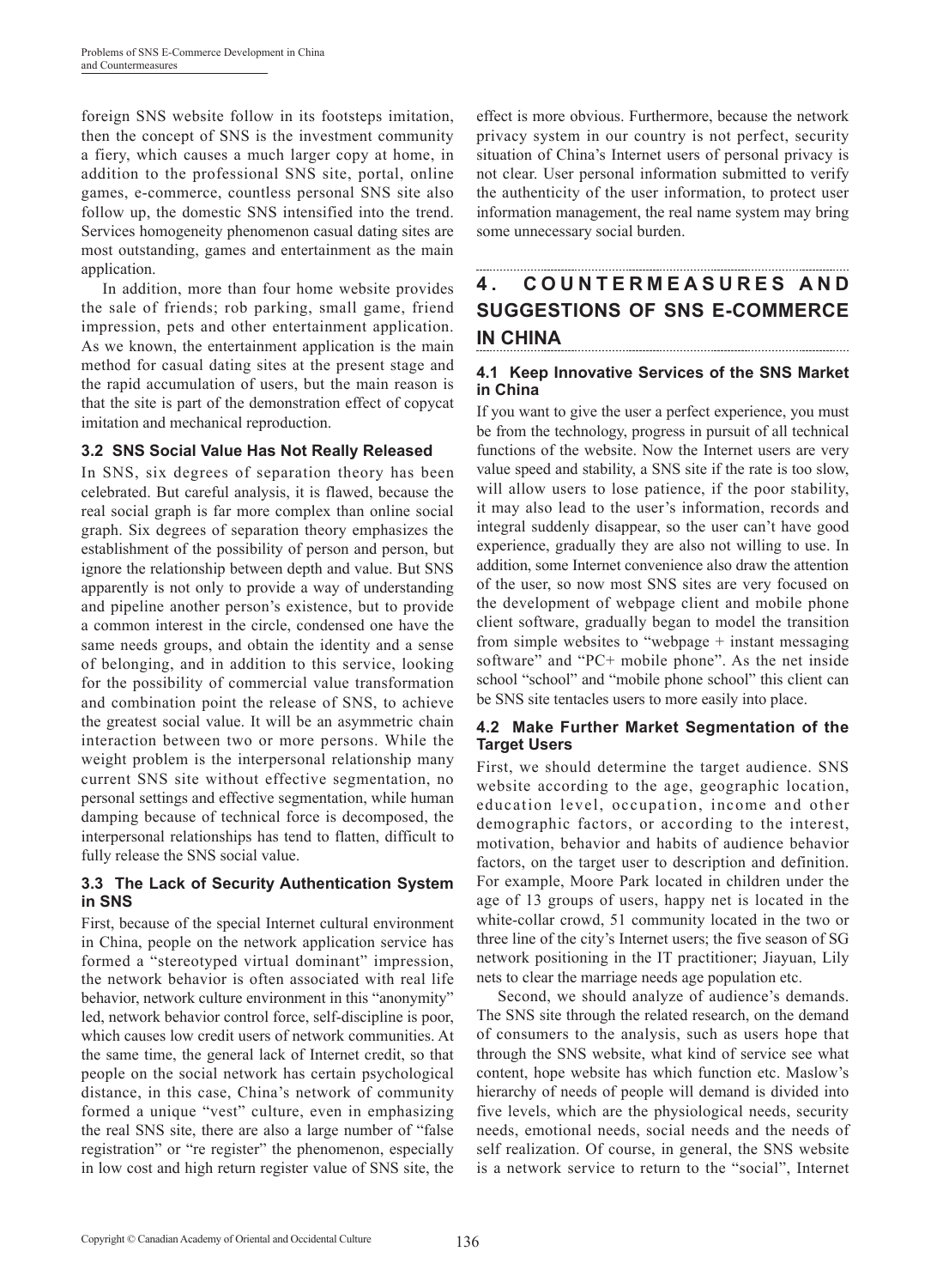foreign SNS website follow in its footsteps imitation, then the concept of SNS is the investment community a fiery, which causes a much larger copy at home, in addition to the professional SNS site, portal, online games, e-commerce, countless personal SNS site also follow up, the domestic SNS intensified into the trend. Services homogeneity phenomenon casual dating sites are most outstanding, games and entertainment as the main application.

In addition, more than four home website provides the sale of friends; rob parking, small game, friend impression, pets and other entertainment application. As we known, the entertainment application is the main method for casual dating sites at the present stage and the rapid accumulation of users, but the main reason is that the site is part of the demonstration effect of copycat imitation and mechanical reproduction.

### 3.2 SNS Social Value Has Not Really Released

In SNS, six degrees of separation theory has been celebrated. But careful analysis, it is flawed, because the real social graph is far more complex than online social graph. Six degrees of separation theory emphasizes the establishment of the possibility of person and person, but ignore the relationship between depth and value. But SNS apparently is not only to provide a way of understanding and pipeline another person's existence, but to provide a common interest in the circle, condensed one have the same needs groups, and obtain the identity and a sense of belonging, and in addition to this service, looking for the possibility of commercial value transformation and combination point the release of SNS, to achieve the greatest social value. It will be an asymmetric chain interaction between two or more persons. While the weight problem is the interpersonal relationship many current SNS site without effective segmentation, no personal settings and effective segmentation, while human damping because of technical force is decomposed, the interpersonal relationships has tend to flatten, difficult to fully release the SNS social value.

### 3.3 The Lack of Security Authentication System in SNS

First, because of the special Internet cultural environment in China, people on the network application service has formed a "stereotyped virtual dominant" impression, the network behavior is often associated with real life behavior, network culture environment in this "anonymity" led, network behavior control force, self-discipline is poor, which causes low credit users of network communities. At the same time, the general lack of Internet credit, so that people on the social network has certain psychological distance, in this case, China's network of community formed a unique "vest" culture, even in emphasizing the real SNS site, there are also a large number of "false registration" or "re register" the phenomenon, especially in low cost and high return register value of SNS site, the effect is more obvious. Furthermore, because the network privacy system in our country is not perfect, security situation of China's Internet users of personal privacy is not clear. User personal information submitted to verify the authenticity of the user information, to protect user information management, the real name system may bring some unnecessary social burden.

## 4. COUNTERMEASURES AND SUGGESTIONS OF SNS E-COMMERCE IN CHINA

### 4.1 Keep Innovative Services of the SNS Market in China

If you want to give the user a perfect experience, you must be from the technology, progress in pursuit of all technical functions of the website. Now the Internet users are very value speed and stability, a SNS site if the rate is too slow, will allow users to lose patience, if the poor stability, it may also lead to the user's information, records and integral suddenly disappear, so the user can't have good experience, gradually they are also not willing to use. In addition, some Internet convenience also draw the attention of the user, so now most SNS sites are very focused on the development of webpage client and mobile phone client software, gradually began to model the transition from simple websites to "webpage + instant messaging software" and "PC+ mobile phone". As the net inside school "school" and "mobile phone school" this client can be SNS site tentacles users to more easily into place.

### 4.2 Make Further Market Segmentation of the Target Users

First, we should determine the target audience. SNS website according to the age, geographic location, education level, occupation, income and other demographic factors, or according to the interest, motivation, behavior and habits of audience behavior factors, on the target user to description and definition. For example, Moore Park located in children under the age of 13 groups of users, happy net is located in the white-collar crowd, 51 community located in the two or three line of the city's Internet users; the five season of SG network positioning in the IT practitioner; Jiayuan, Lily nets to clear the marriage needs age population etc.

Second, we should analyze of audience's demands. The SNS site through the related research, on the demand of consumers to the analysis, such as users hope that through the SNS website, what kind of service see what content, hope website has which function etc. Maslow's hierarchy of needs of people will demand is divided into five levels, which are the physiological needs, security needs, emotional needs, social needs and the needs of self realization. Of course, in general, the SNS website is a network service to return to the "social", Internet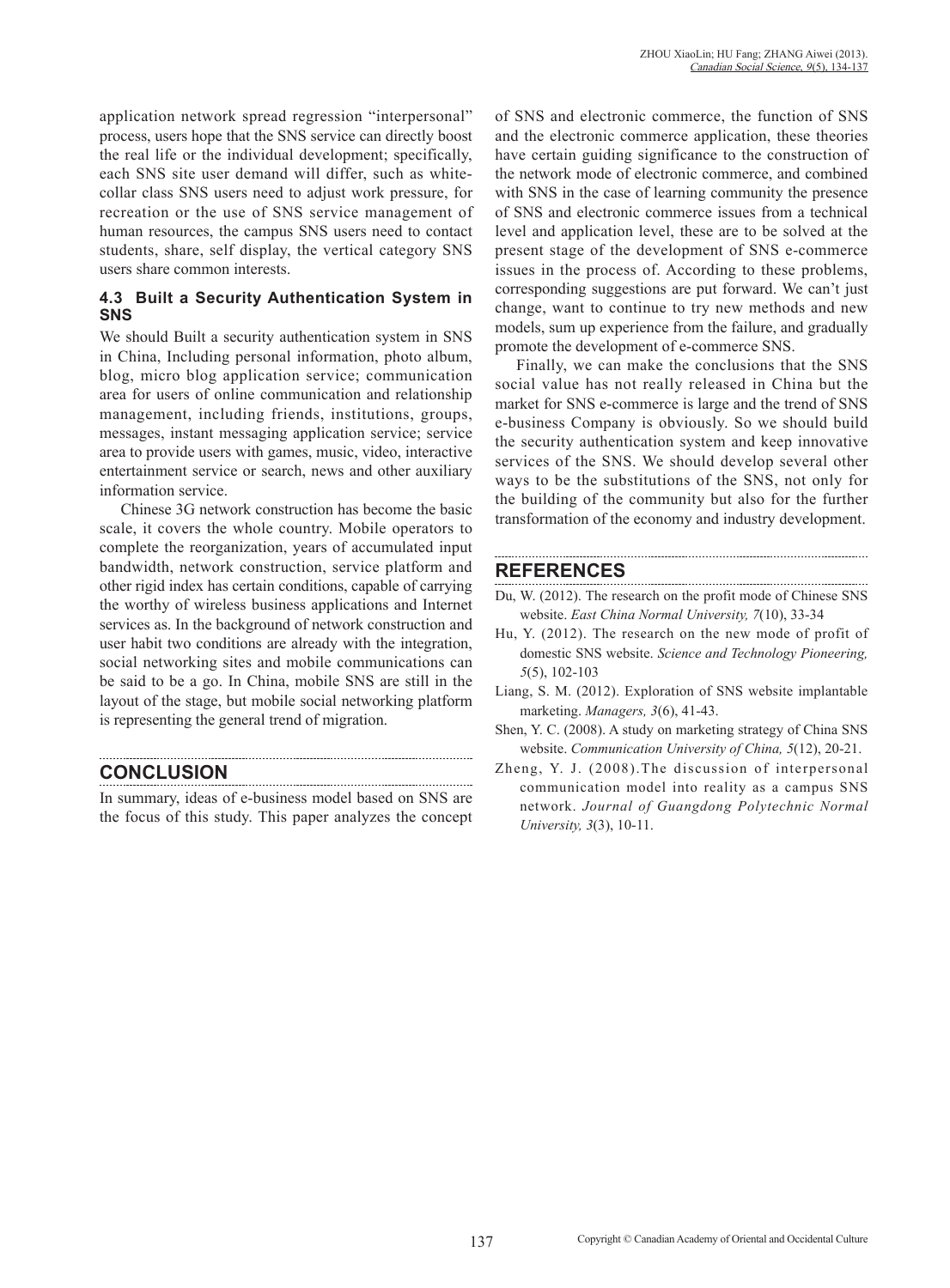application network spread regression "interpersonal" process, users hope that the SNS service can directly boost the real life or the individual development; specifically, each SNS site user demand will differ, such as white-collar class SNS users need to adjust work pressure, for recreation or the use of SNS service management of human resources, the campus SNS users need to contact students, share, self display, the vertical category SNS users share common interests.

### 4.3 Built a Security Authentication System in SNS

We should Built a security authentication system in SNS in China, Including personal information, photo album, blog, micro blog application service; communication area for users of online communication and relationship management, including friends, institutions, groups, messages, instant messaging application service; service area to provide users with games, music, video, interactive entertainment service or search, news and other auxiliary information service.

Chinese 3G network construction has become the basic scale, it covers the whole country. Mobile operators to complete the reorganization, years of accumulated input bandwidth, network construction, service platform and other rigid index has certain conditions, capable of carrying the worthy of wireless business applications and Internet services as. In the background of network construction and user habit two conditions are already with the integration, social networking sites and mobile communications can be said to be a go. In China, mobile SNS are still in the layout of the stage, but mobile social networking platform is representing the general trend of migration.

## CONCLUSION

In summary, ideas of e-business model based on SNS are the focus of this study. This paper analyzes the concept of SNS and electronic commerce, the function of SNS and the electronic commerce application, these theories have certain guiding significance to the construction of the network mode of electronic commerce, and combined with SNS in the case of learning community the presence of SNS and electronic commerce issues from a technical level and application level, these are to be solved at the present stage of the development of SNS e-commerce issues in the process of. According to these problems, corresponding suggestions are put forward. We can't just change, want to continue to try new methods and new models, sum up experience from the failure, and gradually promote the development of e-commerce SNS.

Finally, we can make the conclusions that the SNS social value has not really released in China but the market for SNS e-commerce is large and the trend of SNS e-business Company is obviously. So we should build the security authentication system and keep innovative services of the SNS. We should develop several other ways to be the substitutions of the SNS, not only for the building of the community but also for the further transformation of the economy and industry development.

## REFERENCES

Du, W. (2012). The research on the profit mode of Chinese SNS website. *East China Normal University, 7*(10), 33-34

Hu, Y. (2012). The research on the new mode of profit of domestic SNS website. *Science and Technology Pioneering, 5*(5), 102-103

Liang, S. M. (2012). Exploration of SNS website implantable marketing. *Managers, 3*(6), 41-43.

Shen, Y. C. (2008). A study on marketing strategy of China SNS website. *Communication University of China, 5*(12), 20-21.

Zheng, Y. J. (2008).The discussion of interpersonal communication model into reality as a campus SNS network. *Journal of Guangdong Polytechnic Normal University, 3*(3), 10-11.